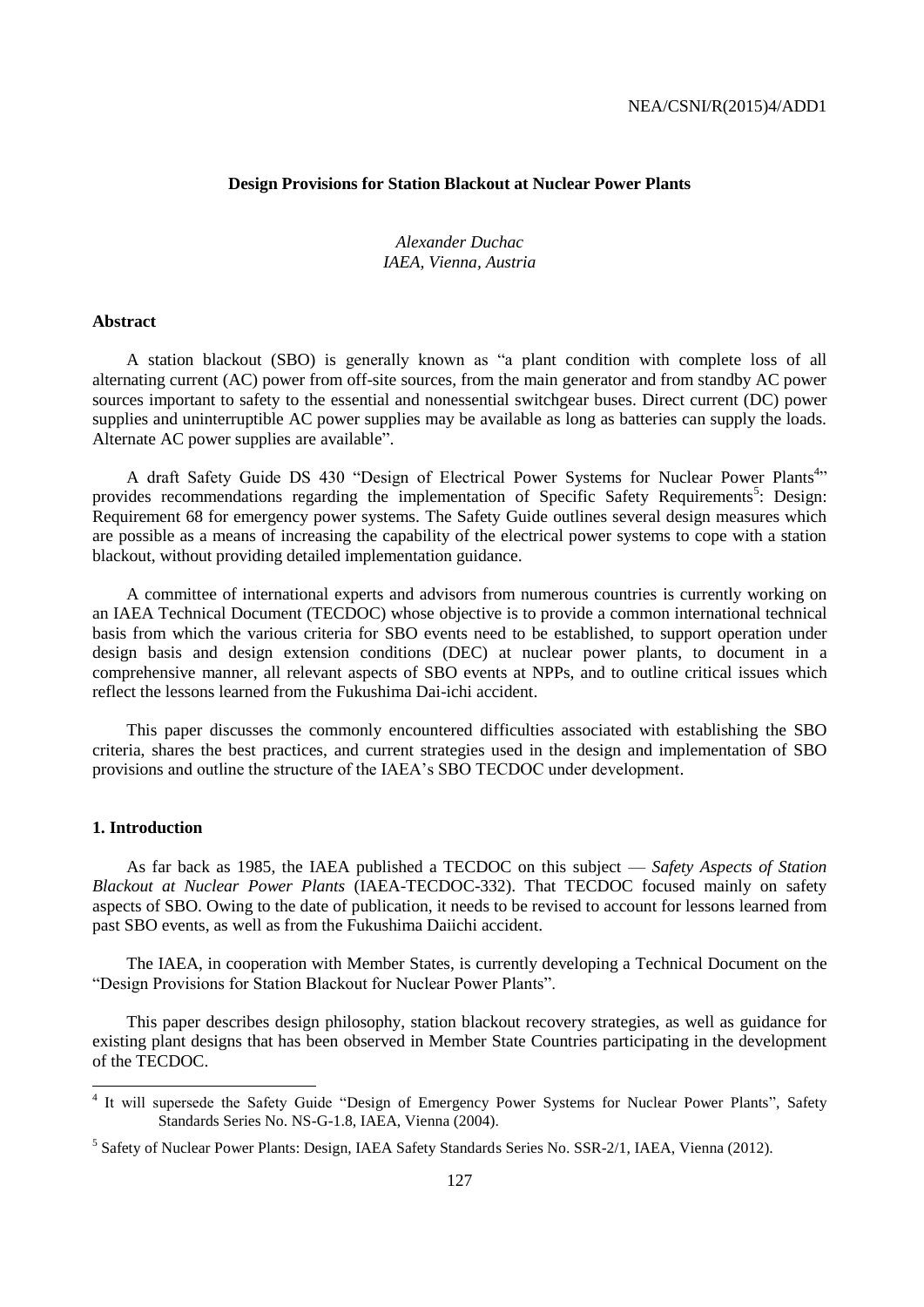# Design Provisions for Station Blackout at Nuclear Power Plants

*Alexander Duchac*
*IAEA, Vienna, Austria*

## Abstract

A station blackout (SBO) is generally known as "a plant condition with complete loss of all alternating current (AC) power from off-site sources, from the main generator and from standby AC power sources important to safety to the essential and nonessential switchgear buses. Direct current (DC) power supplies and uninterruptible AC power supplies may be available as long as batteries can supply the loads. Alternate AC power supplies are available".

A draft Safety Guide DS 430 "Design of Electrical Power Systems for Nuclear Power Plants[4]" provides recommendations regarding the implementation of Specific Safety Requirements[5]: Design: Requirement 68 for emergency power systems. The Safety Guide outlines several design measures which are possible as a means of increasing the capability of the electrical power systems to cope with a station blackout, without providing detailed implementation guidance.

A committee of international experts and advisors from numerous countries is currently working on an IAEA Technical Document (TECDOC) whose objective is to provide a common international technical basis from which the various criteria for SBO events need to be established, to support operation under design basis and design extension conditions (DEC) at nuclear power plants, to document in a comprehensive manner, all relevant aspects of SBO events at NPPs, and to outline critical issues which reflect the lessons learned from the Fukushima Dai-ichi accident.

This paper discusses the commonly encountered difficulties associated with establishing the SBO criteria, shares the best practices, and current strategies used in the design and implementation of SBO provisions and outline the structure of the IAEA's SBO TECDOC under development.

## 1. Introduction

As far back as 1985, the IAEA published a TECDOC on this subject — *Safety Aspects of Station Blackout at Nuclear Power Plants* (IAEA-TECDOC-332). That TECDOC focused mainly on safety aspects of SBO. Owing to the date of publication, it needs to be revised to account for lessons learned from past SBO events, as well as from the Fukushima Daiichi accident.

The IAEA, in cooperation with Member States, is currently developing a Technical Document on the "Design Provisions for Station Blackout for Nuclear Power Plants".

This paper describes design philosophy, station blackout recovery strategies, as well as guidance for existing plant designs that has been observed in Member State Countries participating in the development of the TECDOC.

---

[4] It will supersede the Safety Guide "Design of Emergency Power Systems for Nuclear Power Plants", Safety Standards Series No. NS-G-1.8, IAEA, Vienna (2004).

[5] Safety of Nuclear Power Plants: Design, IAEA Safety Standards Series No. SSR-2/1, IAEA, Vienna (2012).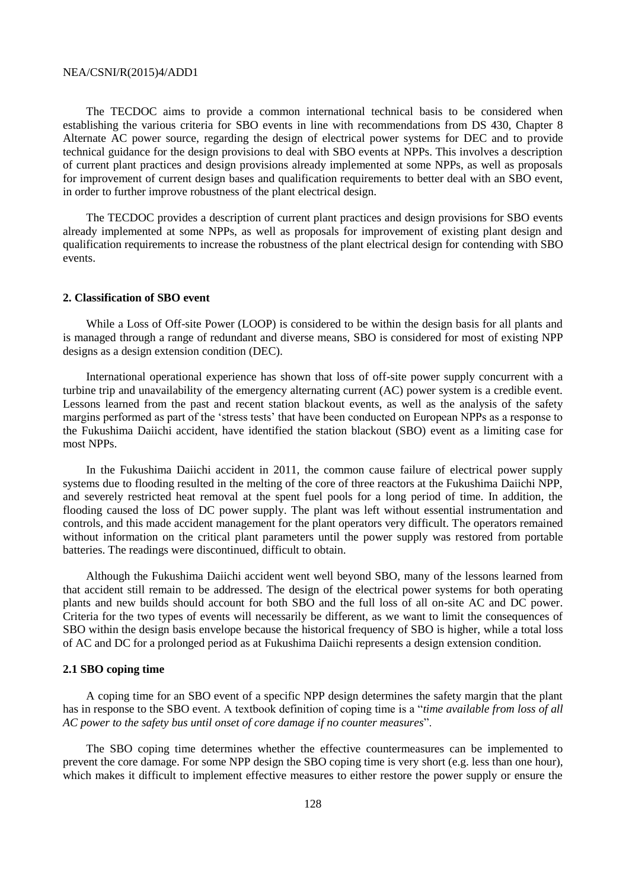The TECDOC aims to provide a common international technical basis to be considered when establishing the various criteria for SBO events in line with recommendations from DS 430, Chapter 8 Alternate AC power source, regarding the design of electrical power systems for DEC and to provide technical guidance for the design provisions to deal with SBO events at NPPs. This involves a description of current plant practices and design provisions already implemented at some NPPs, as well as proposals for improvement of current design bases and qualification requirements to better deal with an SBO event, in order to further improve robustness of the plant electrical design.

The TECDOC provides a description of current plant practices and design provisions for SBO events already implemented at some NPPs, as well as proposals for improvement of existing plant design and qualification requirements to increase the robustness of the plant electrical design for contending with SBO events.

## 2. Classification of SBO event

While a Loss of Off-site Power (LOOP) is considered to be within the design basis for all plants and is managed through a range of redundant and diverse means, SBO is considered for most of existing NPP designs as a design extension condition (DEC).

International operational experience has shown that loss of off-site power supply concurrent with a turbine trip and unavailability of the emergency alternating current (AC) power system is a credible event. Lessons learned from the past and recent station blackout events, as well as the analysis of the safety margins performed as part of the 'stress tests' that have been conducted on European NPPs as a response to the Fukushima Daiichi accident, have identified the station blackout (SBO) event as a limiting case for most NPPs.

In the Fukushima Daiichi accident in 2011, the common cause failure of electrical power supply systems due to flooding resulted in the melting of the core of three reactors at the Fukushima Daiichi NPP, and severely restricted heat removal at the spent fuel pools for a long period of time. In addition, the flooding caused the loss of DC power supply. The plant was left without essential instrumentation and controls, and this made accident management for the plant operators very difficult. The operators remained without information on the critical plant parameters until the power supply was restored from portable batteries. The readings were discontinued, difficult to obtain.

Although the Fukushima Daiichi accident went well beyond SBO, many of the lessons learned from that accident still remain to be addressed. The design of the electrical power systems for both operating plants and new builds should account for both SBO and the full loss of all on-site AC and DC power. Criteria for the two types of events will necessarily be different, as we want to limit the consequences of SBO within the design basis envelope because the historical frequency of SBO is higher, while a total loss of AC and DC for a prolonged period as at Fukushima Daiichi represents a design extension condition.

### 2.1 SBO coping time

A coping time for an SBO event of a specific NPP design determines the safety margin that the plant has in response to the SBO event. A textbook definition of coping time is a "*time available from loss of all AC power to the safety bus until onset of core damage if no counter measures*".

The SBO coping time determines whether the effective countermeasures can be implemented to prevent the core damage. For some NPP design the SBO coping time is very short (e.g. less than one hour), which makes it difficult to implement effective measures to either restore the power supply or ensure the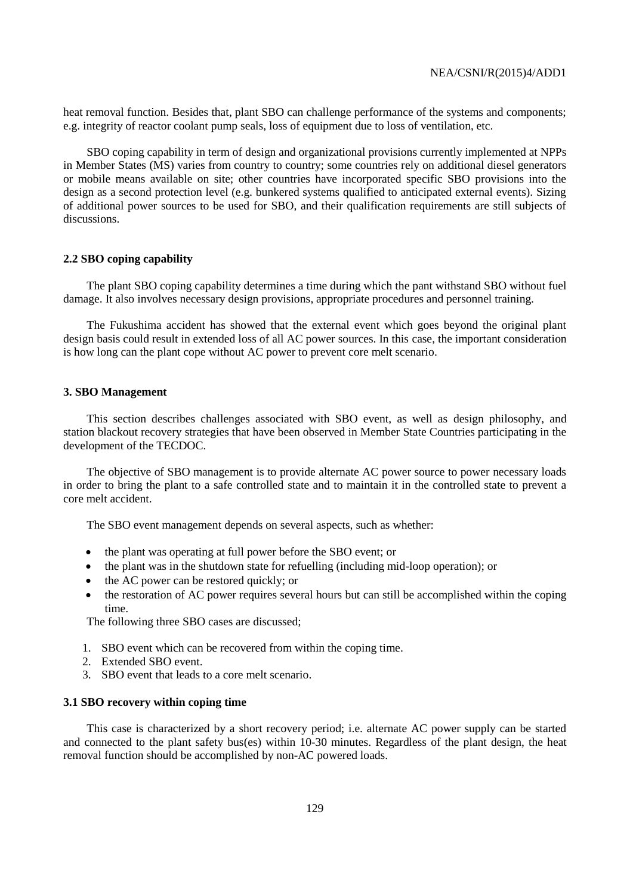heat removal function. Besides that, plant SBO can challenge performance of the systems and components; e.g. integrity of reactor coolant pump seals, loss of equipment due to loss of ventilation, etc.

SBO coping capability in term of design and organizational provisions currently implemented at NPPs in Member States (MS) varies from country to country; some countries rely on additional diesel generators or mobile means available on site; other countries have incorporated specific SBO provisions into the design as a second protection level (e.g. bunkered systems qualified to anticipated external events). Sizing of additional power sources to be used for SBO, and their qualification requirements are still subjects of discussions.

### 2.2 SBO coping capability

The plant SBO coping capability determines a time during which the pant withstand SBO without fuel damage. It also involves necessary design provisions, appropriate procedures and personnel training.

The Fukushima accident has showed that the external event which goes beyond the original plant design basis could result in extended loss of all AC power sources. In this case, the important consideration is how long can the plant cope without AC power to prevent core melt scenario.

## 3. SBO Management

This section describes challenges associated with SBO event, as well as design philosophy, and station blackout recovery strategies that have been observed in Member State Countries participating in the development of the TECDOC.

The objective of SBO management is to provide alternate AC power source to power necessary loads in order to bring the plant to a safe controlled state and to maintain it in the controlled state to prevent a core melt accident.

The SBO event management depends on several aspects, such as whether:

- the plant was operating at full power before the SBO event; or
- the plant was in the shutdown state for refuelling (including mid-loop operation); or
- the AC power can be restored quickly; or
- the restoration of AC power requires several hours but can still be accomplished within the coping time.

The following three SBO cases are discussed;

1. SBO event which can be recovered from within the coping time.
2. Extended SBO event.
3. SBO event that leads to a core melt scenario.

### 3.1 SBO recovery within coping time

This case is characterized by a short recovery period; i.e. alternate AC power supply can be started and connected to the plant safety bus(es) within 10-30 minutes. Regardless of the plant design, the heat removal function should be accomplished by non-AC powered loads.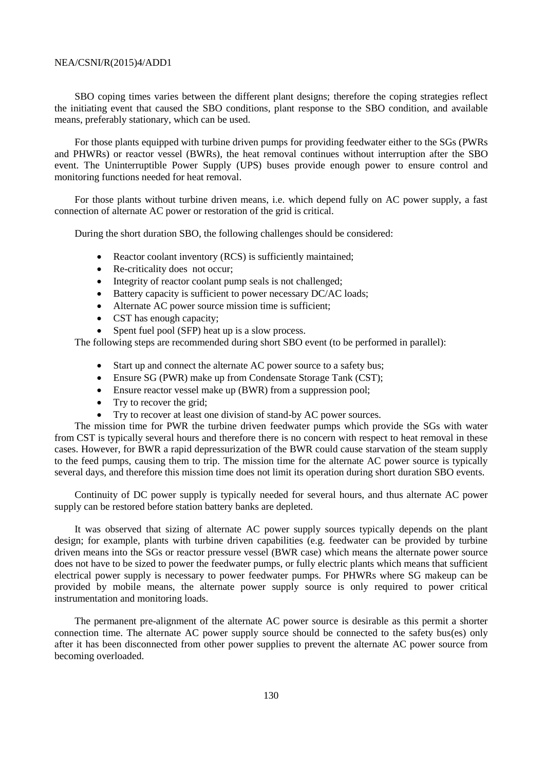SBO coping times varies between the different plant designs; therefore the coping strategies reflect the initiating event that caused the SBO conditions, plant response to the SBO condition, and available means, preferably stationary, which can be used.

For those plants equipped with turbine driven pumps for providing feedwater either to the SGs (PWRs and PHWRs) or reactor vessel (BWRs), the heat removal continues without interruption after the SBO event. The Uninterruptible Power Supply (UPS) buses provide enough power to ensure control and monitoring functions needed for heat removal.

For those plants without turbine driven means, i.e. which depend fully on AC power supply, a fast connection of alternate AC power or restoration of the grid is critical.

During the short duration SBO, the following challenges should be considered:

- Reactor coolant inventory (RCS) is sufficiently maintained;
- Re-criticality does not occur;
- Integrity of reactor coolant pump seals is not challenged;
- Battery capacity is sufficient to power necessary DC/AC loads;
- Alternate AC power source mission time is sufficient;
- CST has enough capacity;
- Spent fuel pool (SFP) heat up is a slow process.

The following steps are recommended during short SBO event (to be performed in parallel):

- Start up and connect the alternate AC power source to a safety bus;
- Ensure SG (PWR) make up from Condensate Storage Tank (CST);
- Ensure reactor vessel make up (BWR) from a suppression pool;
- Try to recover the grid;
- Try to recover at least one division of stand-by AC power sources.

The mission time for PWR the turbine driven feedwater pumps which provide the SGs with water from CST is typically several hours and therefore there is no concern with respect to heat removal in these cases. However, for BWR a rapid depressurization of the BWR could cause starvation of the steam supply to the feed pumps, causing them to trip. The mission time for the alternate AC power source is typically several days, and therefore this mission time does not limit its operation during short duration SBO events.

Continuity of DC power supply is typically needed for several hours, and thus alternate AC power supply can be restored before station battery banks are depleted.

It was observed that sizing of alternate AC power supply sources typically depends on the plant design; for example, plants with turbine driven capabilities (e.g. feedwater can be provided by turbine driven means into the SGs or reactor pressure vessel (BWR case) which means the alternate power source does not have to be sized to power the feedwater pumps, or fully electric plants which means that sufficient electrical power supply is necessary to power feedwater pumps. For PHWRs where SG makeup can be provided by mobile means, the alternate power supply source is only required to power critical instrumentation and monitoring loads.

The permanent pre-alignment of the alternate AC power source is desirable as this permit a shorter connection time. The alternate AC power supply source should be connected to the safety bus(es) only after it has been disconnected from other power supplies to prevent the alternate AC power source from becoming overloaded.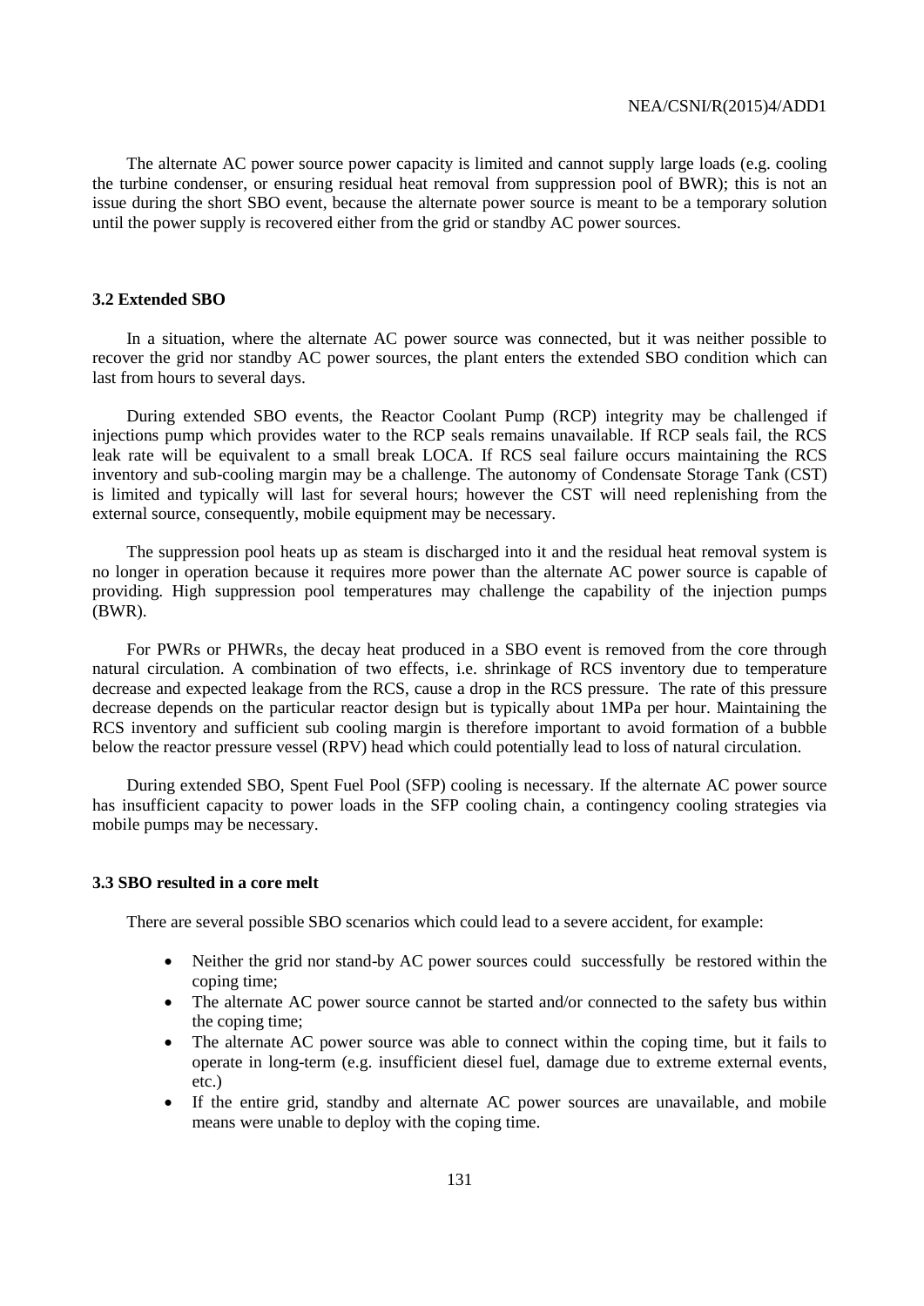The alternate AC power source power capacity is limited and cannot supply large loads (e.g. cooling the turbine condenser, or ensuring residual heat removal from suppression pool of BWR); this is not an issue during the short SBO event, because the alternate power source is meant to be a temporary solution until the power supply is recovered either from the grid or standby AC power sources.

### 3.2 Extended SBO

In a situation, where the alternate AC power source was connected, but it was neither possible to recover the grid nor standby AC power sources, the plant enters the extended SBO condition which can last from hours to several days.

During extended SBO events, the Reactor Coolant Pump (RCP) integrity may be challenged if injections pump which provides water to the RCP seals remains unavailable. If RCP seals fail, the RCS leak rate will be equivalent to a small break LOCA. If RCS seal failure occurs maintaining the RCS inventory and sub-cooling margin may be a challenge. The autonomy of Condensate Storage Tank (CST) is limited and typically will last for several hours; however the CST will need replenishing from the external source, consequently, mobile equipment may be necessary.

The suppression pool heats up as steam is discharged into it and the residual heat removal system is no longer in operation because it requires more power than the alternate AC power source is capable of providing. High suppression pool temperatures may challenge the capability of the injection pumps (BWR).

For PWRs or PHWRs, the decay heat produced in a SBO event is removed from the core through natural circulation. A combination of two effects, i.e. shrinkage of RCS inventory due to temperature decrease and expected leakage from the RCS, cause a drop in the RCS pressure. The rate of this pressure decrease depends on the particular reactor design but is typically about 1MPa per hour. Maintaining the RCS inventory and sufficient sub cooling margin is therefore important to avoid formation of a bubble below the reactor pressure vessel (RPV) head which could potentially lead to loss of natural circulation.

During extended SBO, Spent Fuel Pool (SFP) cooling is necessary. If the alternate AC power source has insufficient capacity to power loads in the SFP cooling chain, a contingency cooling strategies via mobile pumps may be necessary.

### 3.3 SBO resulted in a core melt

There are several possible SBO scenarios which could lead to a severe accident, for example:

- Neither the grid nor stand-by AC power sources could successfully be restored within the coping time;
- The alternate AC power source cannot be started and/or connected to the safety bus within the coping time;
- The alternate AC power source was able to connect within the coping time, but it fails to operate in long-term (e.g. insufficient diesel fuel, damage due to extreme external events, etc.)
- If the entire grid, standby and alternate AC power sources are unavailable, and mobile means were unable to deploy with the coping time.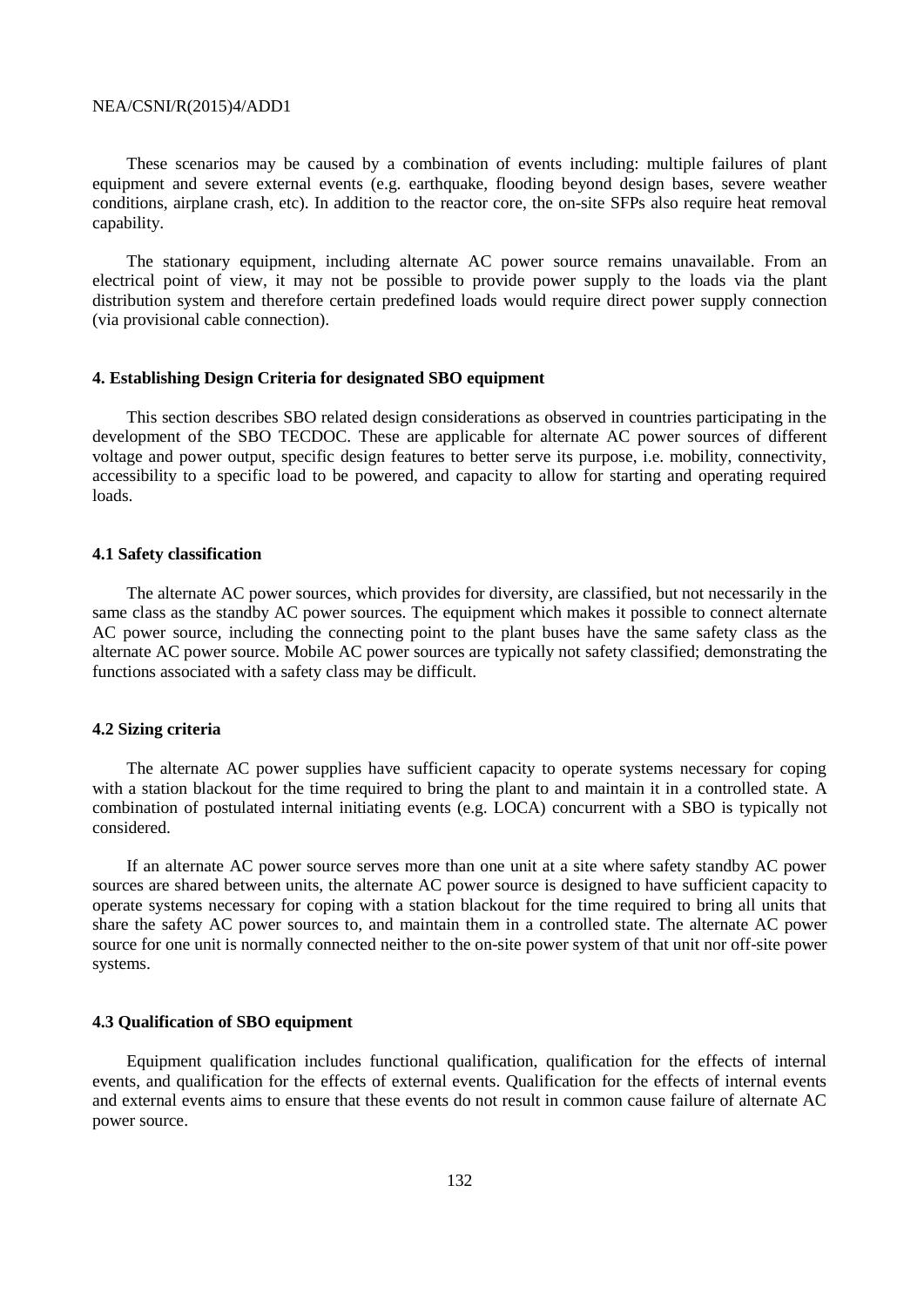These scenarios may be caused by a combination of events including: multiple failures of plant equipment and severe external events (e.g. earthquake, flooding beyond design bases, severe weather conditions, airplane crash, etc). In addition to the reactor core, the on-site SFPs also require heat removal capability.

The stationary equipment, including alternate AC power source remains unavailable. From an electrical point of view, it may not be possible to provide power supply to the loads via the plant distribution system and therefore certain predefined loads would require direct power supply connection (via provisional cable connection).

## 4. Establishing Design Criteria for designated SBO equipment

This section describes SBO related design considerations as observed in countries participating in the development of the SBO TECDOC. These are applicable for alternate AC power sources of different voltage and power output, specific design features to better serve its purpose, i.e. mobility, connectivity, accessibility to a specific load to be powered, and capacity to allow for starting and operating required loads.

### 4.1 Safety classification

The alternate AC power sources, which provides for diversity, are classified, but not necessarily in the same class as the standby AC power sources. The equipment which makes it possible to connect alternate AC power source, including the connecting point to the plant buses have the same safety class as the alternate AC power source. Mobile AC power sources are typically not safety classified; demonstrating the functions associated with a safety class may be difficult.

### 4.2 Sizing criteria

The alternate AC power supplies have sufficient capacity to operate systems necessary for coping with a station blackout for the time required to bring the plant to and maintain it in a controlled state. A combination of postulated internal initiating events (e.g. LOCA) concurrent with a SBO is typically not considered.

If an alternate AC power source serves more than one unit at a site where safety standby AC power sources are shared between units, the alternate AC power source is designed to have sufficient capacity to operate systems necessary for coping with a station blackout for the time required to bring all units that share the safety AC power sources to, and maintain them in a controlled state. The alternate AC power source for one unit is normally connected neither to the on-site power system of that unit nor off-site power systems.

### 4.3 Qualification of SBO equipment

Equipment qualification includes functional qualification, qualification for the effects of internal events, and qualification for the effects of external events. Qualification for the effects of internal events and external events aims to ensure that these events do not result in common cause failure of alternate AC power source.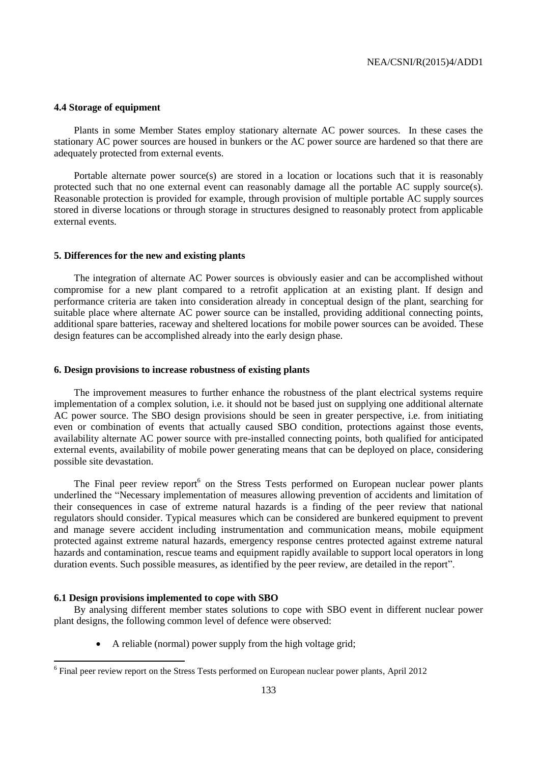### 4.4 Storage of equipment

Plants in some Member States employ stationary alternate AC power sources. In these cases the stationary AC power sources are housed in bunkers or the AC power source are hardened so that there are adequately protected from external events.

Portable alternate power source(s) are stored in a location or locations such that it is reasonably protected such that no one external event can reasonably damage all the portable AC supply source(s). Reasonable protection is provided for example, through provision of multiple portable AC supply sources stored in diverse locations or through storage in structures designed to reasonably protect from applicable external events.

## 5. Differences for the new and existing plants

The integration of alternate AC Power sources is obviously easier and can be accomplished without compromise for a new plant compared to a retrofit application at an existing plant. If design and performance criteria are taken into consideration already in conceptual design of the plant, searching for suitable place where alternate AC power source can be installed, providing additional connecting points, additional spare batteries, raceway and sheltered locations for mobile power sources can be avoided. These design features can be accomplished already into the early design phase.

## 6. Design provisions to increase robustness of existing plants

The improvement measures to further enhance the robustness of the plant electrical systems require implementation of a complex solution, i.e. it should not be based just on supplying one additional alternate AC power source. The SBO design provisions should be seen in greater perspective, i.e. from initiating even or combination of events that actually caused SBO condition, protections against those events, availability alternate AC power source with pre-installed connecting points, both qualified for anticipated external events, availability of mobile power generating means that can be deployed on place, considering possible site devastation.

The Final peer review report[6] on the Stress Tests performed on European nuclear power plants underlined the "Necessary implementation of measures allowing prevention of accidents and limitation of their consequences in case of extreme natural hazards is a finding of the peer review that national regulators should consider. Typical measures which can be considered are bunkered equipment to prevent and manage severe accident including instrumentation and communication means, mobile equipment protected against extreme natural hazards, emergency response centres protected against extreme natural hazards and contamination, rescue teams and equipment rapidly available to support local operators in long duration events. Such possible measures, as identified by the peer review, are detailed in the report".

### 6.1 Design provisions implemented to cope with SBO

By analysing different member states solutions to cope with SBO event in different nuclear power plant designs, the following common level of defence were observed:

- A reliable (normal) power supply from the high voltage grid;

[6] Final peer review report on the Stress Tests performed on European nuclear power plants, April 2012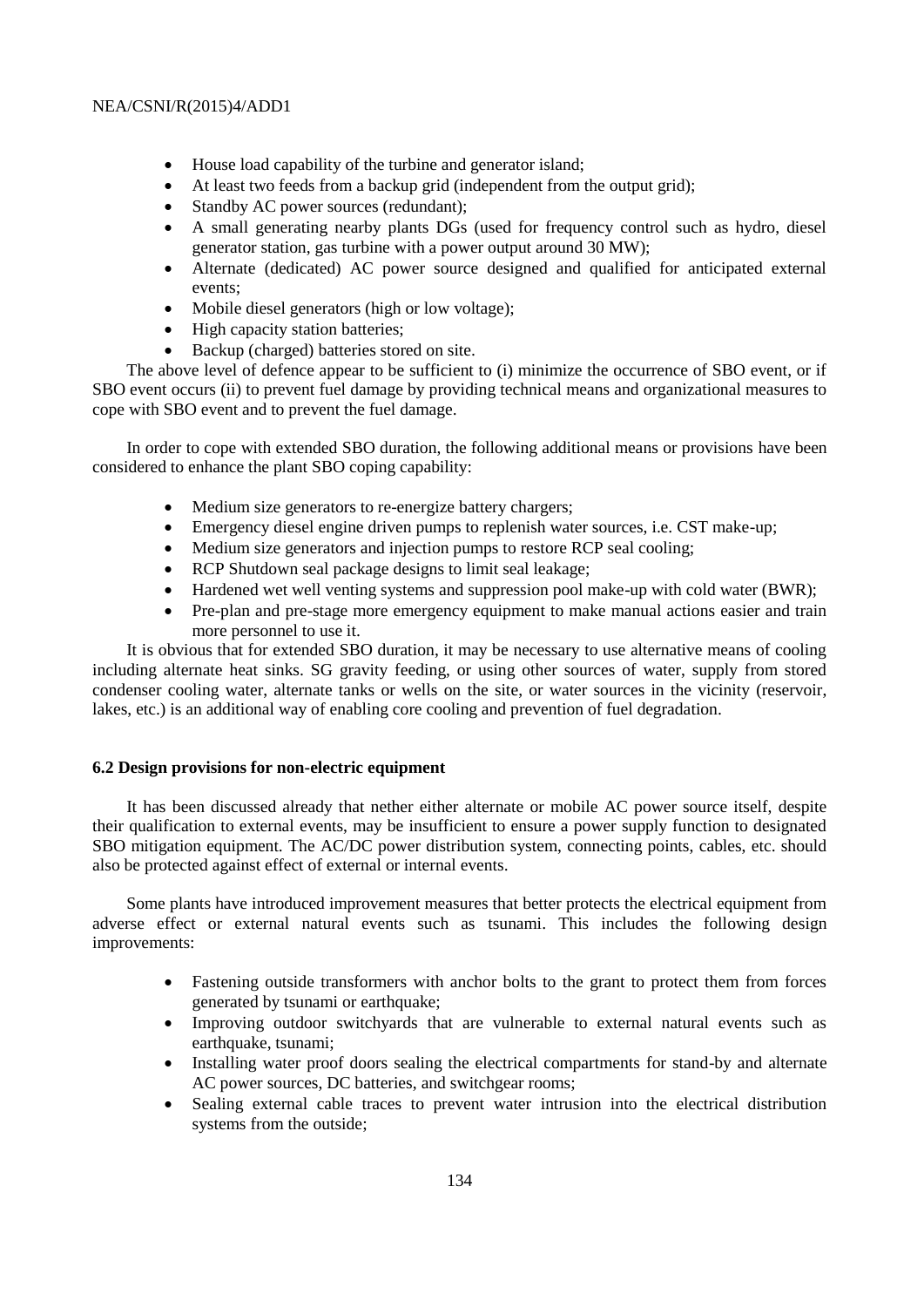- House load capability of the turbine and generator island;
- At least two feeds from a backup grid (independent from the output grid);
- Standby AC power sources (redundant);
- A small generating nearby plants DGs (used for frequency control such as hydro, diesel generator station, gas turbine with a power output around 30 MW);
- Alternate (dedicated) AC power source designed and qualified for anticipated external events;
- Mobile diesel generators (high or low voltage);
- High capacity station batteries;
- Backup (charged) batteries stored on site.

The above level of defence appear to be sufficient to (i) minimize the occurrence of SBO event, or if SBO event occurs (ii) to prevent fuel damage by providing technical means and organizational measures to cope with SBO event and to prevent the fuel damage.

In order to cope with extended SBO duration, the following additional means or provisions have been considered to enhance the plant SBO coping capability:

- Medium size generators to re-energize battery chargers;
- Emergency diesel engine driven pumps to replenish water sources, i.e. CST make-up;
- Medium size generators and injection pumps to restore RCP seal cooling;
- RCP Shutdown seal package designs to limit seal leakage;
- Hardened wet well venting systems and suppression pool make-up with cold water (BWR);
- Pre-plan and pre-stage more emergency equipment to make manual actions easier and train more personnel to use it.

It is obvious that for extended SBO duration, it may be necessary to use alternative means of cooling including alternate heat sinks. SG gravity feeding, or using other sources of water, supply from stored condenser cooling water, alternate tanks or wells on the site, or water sources in the vicinity (reservoir, lakes, etc.) is an additional way of enabling core cooling and prevention of fuel degradation.

### 6.2 Design provisions for non-electric equipment

It has been discussed already that nether either alternate or mobile AC power source itself, despite their qualification to external events, may be insufficient to ensure a power supply function to designated SBO mitigation equipment. The AC/DC power distribution system, connecting points, cables, etc. should also be protected against effect of external or internal events.

Some plants have introduced improvement measures that better protects the electrical equipment from adverse effect or external natural events such as tsunami. This includes the following design improvements:

- Fastening outside transformers with anchor bolts to the grant to protect them from forces generated by tsunami or earthquake;
- Improving outdoor switchyards that are vulnerable to external natural events such as earthquake, tsunami;
- Installing water proof doors sealing the electrical compartments for stand-by and alternate AC power sources, DC batteries, and switchgear rooms;
- Sealing external cable traces to prevent water intrusion into the electrical distribution systems from the outside;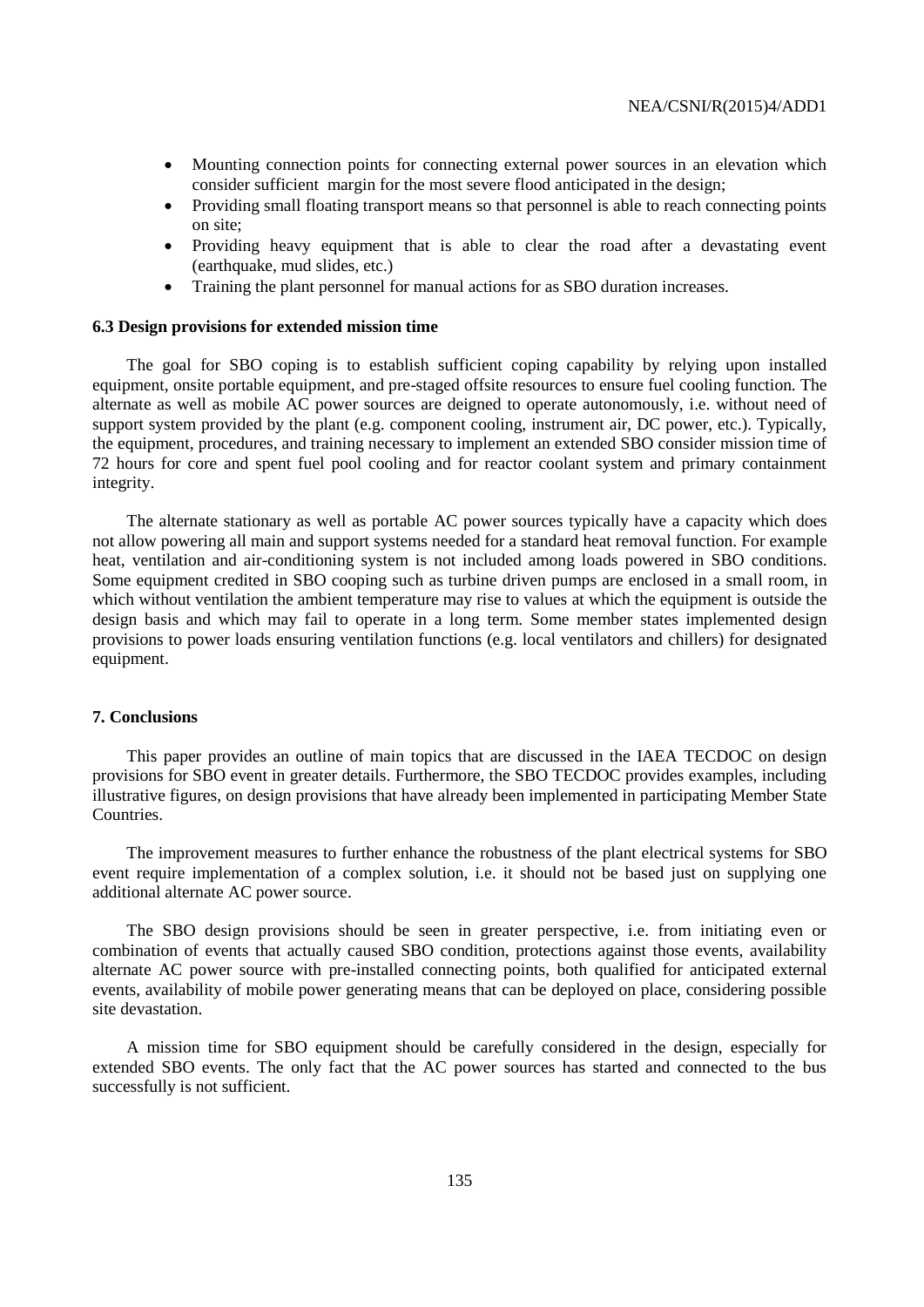- Mounting connection points for connecting external power sources in an elevation which consider sufficient margin for the most severe flood anticipated in the design;
- Providing small floating transport means so that personnel is able to reach connecting points on site;
- Providing heavy equipment that is able to clear the road after a devastating event (earthquake, mud slides, etc.)
- Training the plant personnel for manual actions for as SBO duration increases.

### 6.3 Design provisions for extended mission time

The goal for SBO coping is to establish sufficient coping capability by relying upon installed equipment, onsite portable equipment, and pre-staged offsite resources to ensure fuel cooling function. The alternate as well as mobile AC power sources are deigned to operate autonomously, i.e. without need of support system provided by the plant (e.g. component cooling, instrument air, DC power, etc.). Typically, the equipment, procedures, and training necessary to implement an extended SBO consider mission time of 72 hours for core and spent fuel pool cooling and for reactor coolant system and primary containment integrity.

The alternate stationary as well as portable AC power sources typically have a capacity which does not allow powering all main and support systems needed for a standard heat removal function. For example heat, ventilation and air-conditioning system is not included among loads powered in SBO conditions. Some equipment credited in SBO cooping such as turbine driven pumps are enclosed in a small room, in which without ventilation the ambient temperature may rise to values at which the equipment is outside the design basis and which may fail to operate in a long term. Some member states implemented design provisions to power loads ensuring ventilation functions (e.g. local ventilators and chillers) for designated equipment.

## 7. Conclusions

This paper provides an outline of main topics that are discussed in the IAEA TECDOC on design provisions for SBO event in greater details. Furthermore, the SBO TECDOC provides examples, including illustrative figures, on design provisions that have already been implemented in participating Member State Countries.

The improvement measures to further enhance the robustness of the plant electrical systems for SBO event require implementation of a complex solution, i.e. it should not be based just on supplying one additional alternate AC power source.

The SBO design provisions should be seen in greater perspective, i.e. from initiating even or combination of events that actually caused SBO condition, protections against those events, availability alternate AC power source with pre-installed connecting points, both qualified for anticipated external events, availability of mobile power generating means that can be deployed on place, considering possible site devastation.

A mission time for SBO equipment should be carefully considered in the design, especially for extended SBO events. The only fact that the AC power sources has started and connected to the bus successfully is not sufficient.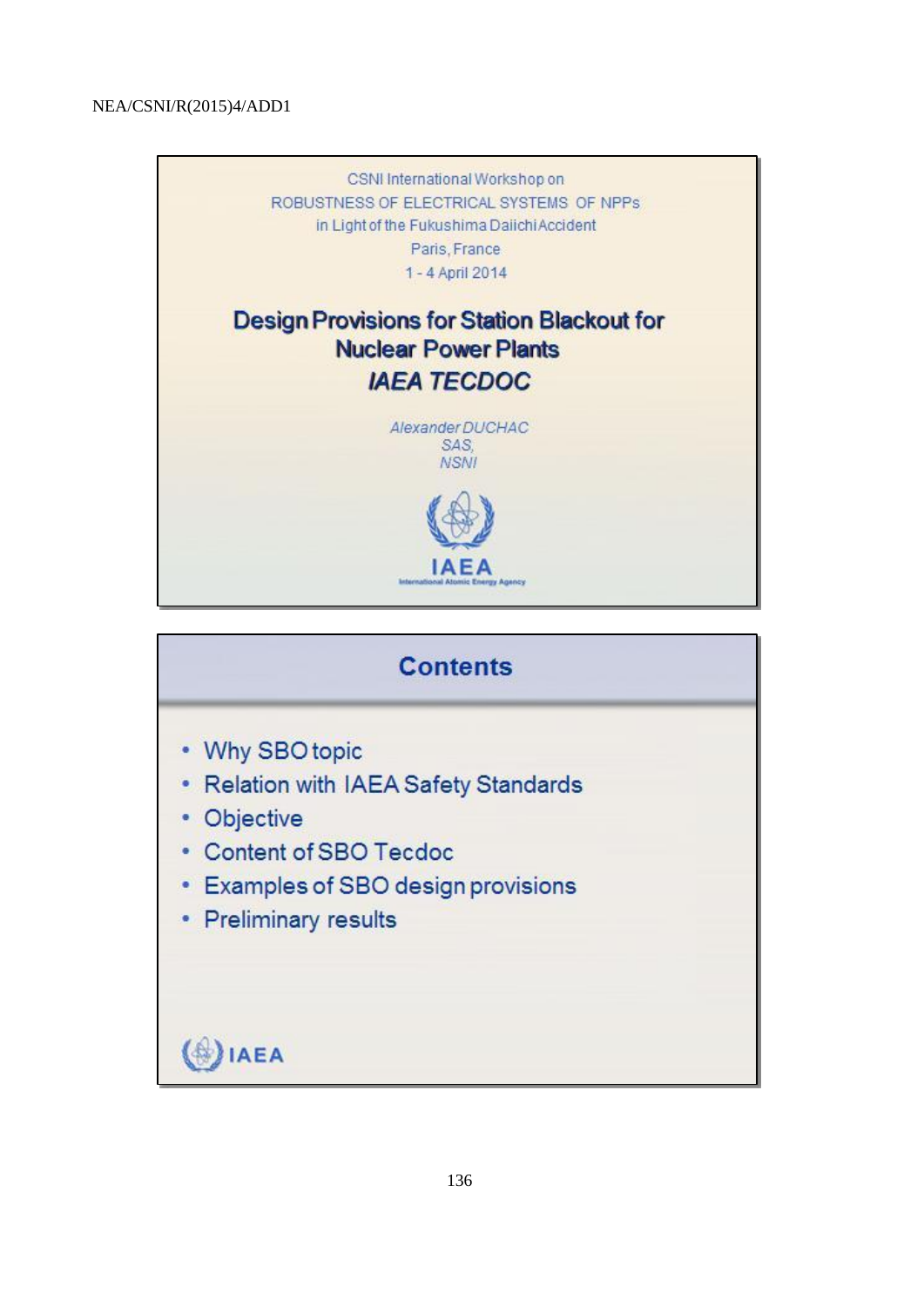CSNI International Workshop on
ROBUSTNESS OF ELECTRICAL SYSTEMS OF NPPs
in Light of the Fukushima Daiichi Accident
Paris, France
1 - 4 April 2014

# Design Provisions for Station Blackout for Nuclear Power Plants

## *IAEA TECDOC*

*Alexander DUCHAC*
*SAS,*
*NSNI*

IAEA
International Atomic Energy Agency

---

## Contents

- Why SBO topic
- Relation with IAEA Safety Standards
- Objective
- Content of SBO Tecdoc
- Examples of SBO design provisions
- Preliminary results

IAEA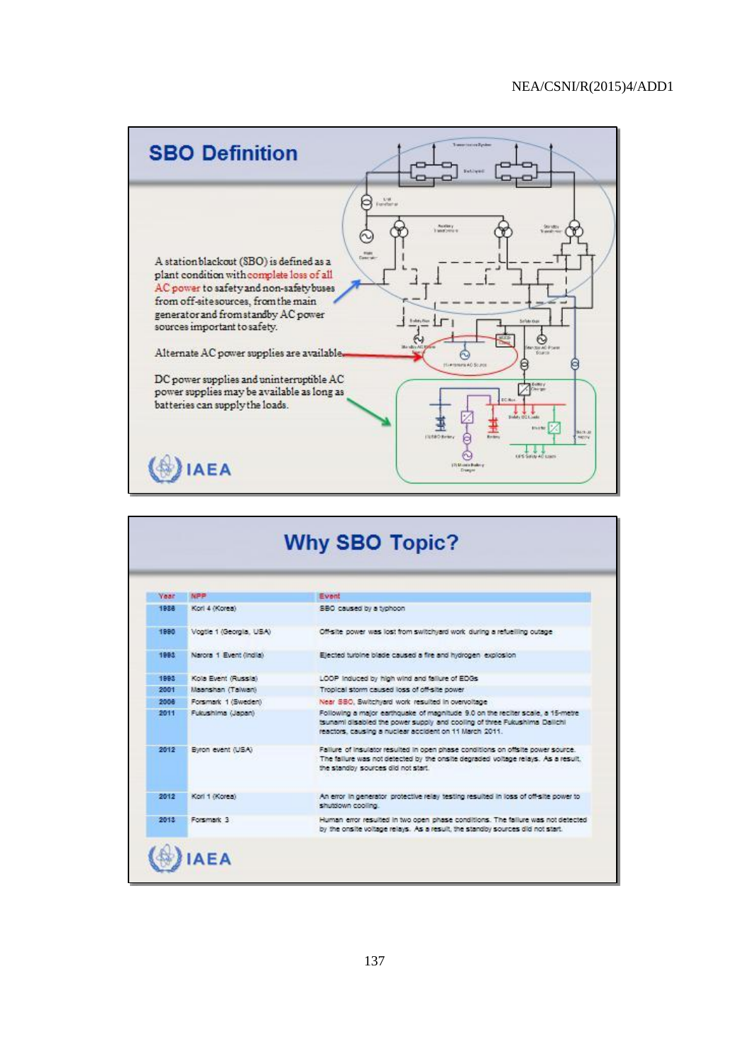## SBO Definition

A station blackout (SBO) is defined as a plant condition with complete loss of all AC power to safety and non-safety buses from off-site sources, from the main generator and from standby AC power sources important to safety.

Alternate AC power supplies are available.

DC power supplies and uninterruptible AC power supplies may be available as long as batteries can supply the loads.

IAEA

## Why SBO Topic?

| Year | NPP | Event |
|---|---|---|
| 1988 | Kori 4 (Korea) | SBO caused by a typhoon |
| 1990 | Vogtle 1 (Georgia, USA) | Off-site power was lost from switchyard work during a refuelling outage |
| 1993 | Narora 1 Event (India) | Ejected turbine blade caused a fire and hydrogen explosion |
| 1993 | Kola Event (Russia) | LOOP induced by high wind and failure of EDGs |
| 2001 | Maanshan (Taiwan) | Tropical storm caused loss of off-site power |
| 2006 | Forsmark 1 (Sweden) | Near SBO. Switchyard work resulted in overvoltage |
| 2011 | Fukushima (Japan) | Following a major earthquake of magnitude 9.0 on the recliter scale, a 15-metre tsunami disabled the power supply and cooling of three Fukushima Daiichi reactors, causing a nuclear accident on 11 March 2011. |
| 2012 | Byron event (USA) | Failure of insulator resulted in open phase conditions on offsite power source. The failure was not detected by the onsite degraded voltage relays. As a result, the standby sources did not start. |
| 2012 | Kori 1 (Korea) | An error in generator protective relay testing resulted in loss of off-site power to shutdown cooling. |
| 2013 | Forsmark 3 | Human error resulted in two open phase conditions. The failure was not detected by the onsite voltage relays. As a result, the standby sources did not start. |

IAEA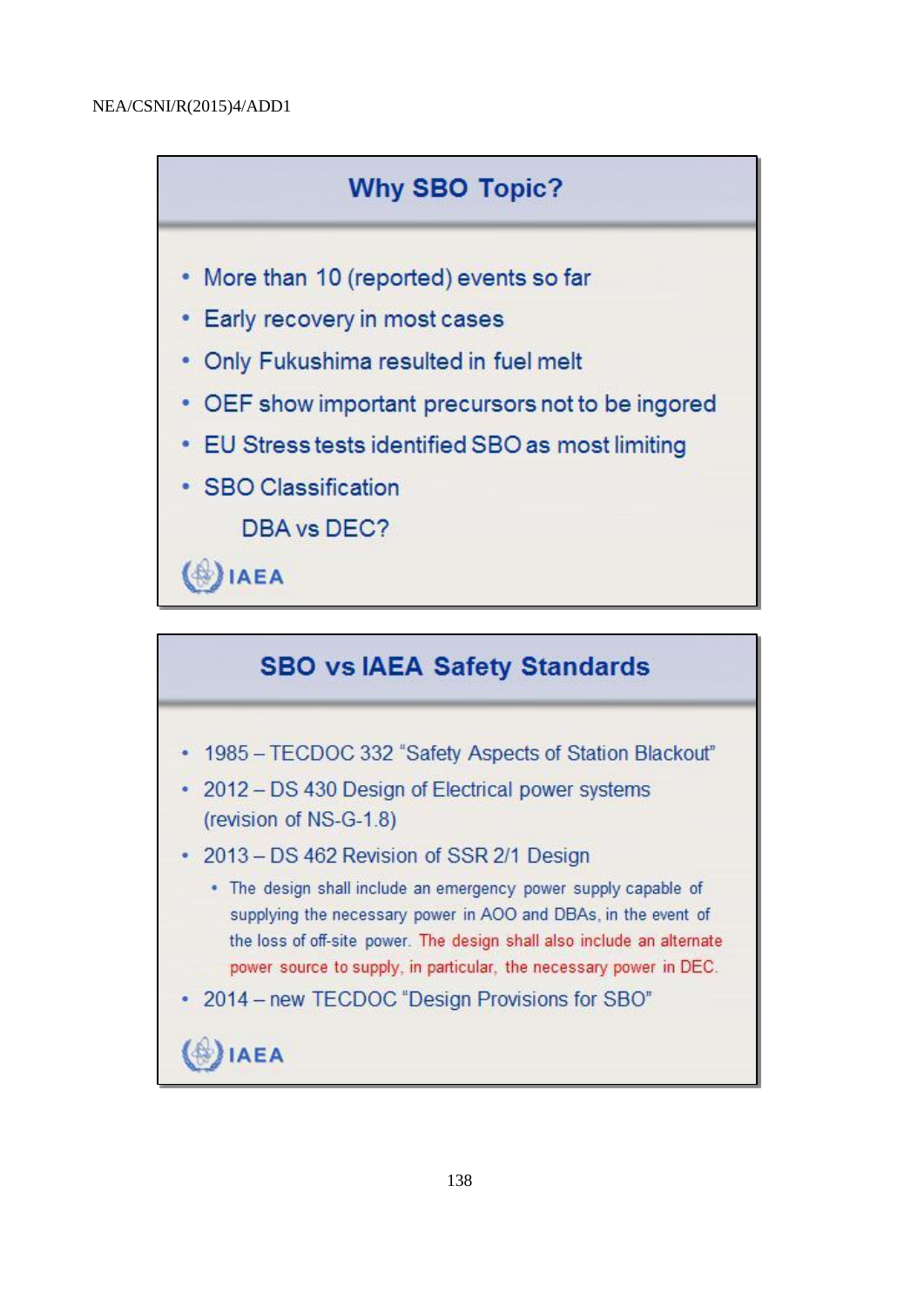## Why SBO Topic?

- More than 10 (reported) events so far
- Early recovery in most cases
- Only Fukushima resulted in fuel melt
- OEF show important precursors not to be ingored
- EU Stress tests identified SBO as most limiting
- SBO Classification

  DBA vs DEC?

IAEA

## SBO vs IAEA Safety Standards

- 1985 – TECDOC 332 "Safety Aspects of Station Blackout"
- 2012 – DS 430 Design of Electrical power systems (revision of NS-G-1.8)
- 2013 – DS 462 Revision of SSR 2/1 Design
  - The design shall include an emergency power supply capable of supplying the necessary power in AOO and DBAs, in the event of the loss of off-site power. The design shall also include an alternate power source to supply, in particular, the necessary power in DEC.
- 2014 – new TECDOC "Design Provisions for SBO"

IAEA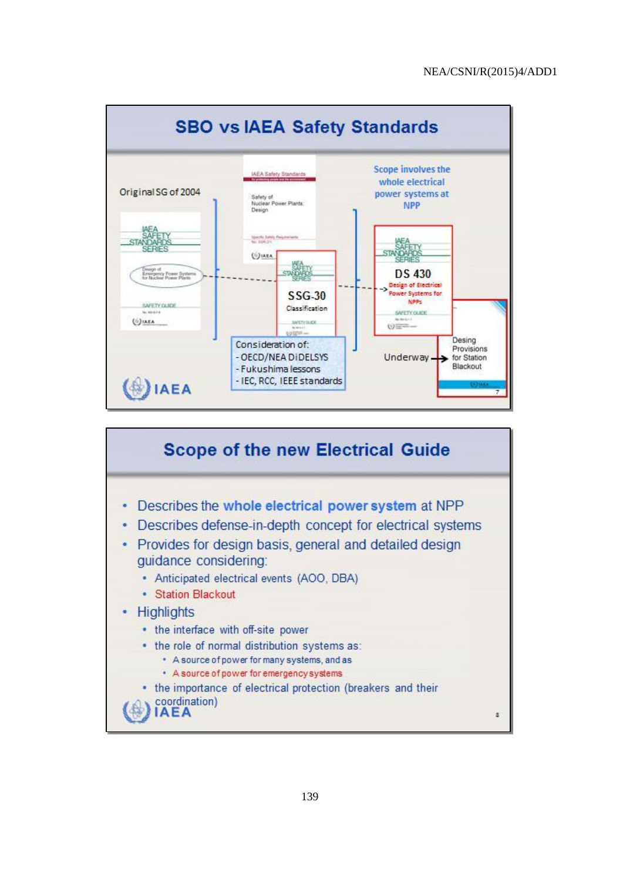## SBO vs IAEA Safety Standards

Original SG of 2004

IAEA SAFETY STANDARDS SERIES — Design of Emergency Power Systems for Nuclear Power Plants — SAFETY GUIDE

IAEA Safety Standards — Safety of Nuclear Power Plants: Design — Specific Safety Requirements

IAEA SAFETY STANDARDS SERIES — SSG-30 — Classification

Consideration of:
- OECD/NEA DiDELSYS
- Fukushima lessons
- IEC, RCC, IEEE standards

Scope involves the whole electrical power systems at NPP

IAEA SAFETY STANDARDS SERIES — DS 430 — Design of Electrical Power Systems for NPPs — SAFETY GUIDE

Underway → Desing Provisions for Station Blackout

## Scope of the new Electrical Guide

- Describes the **whole electrical power system** at NPP
- Describes defense-in-depth concept for electrical systems
- Provides for design basis, general and detailed design guidance considering:
  - Anticipated electrical events (AOO, DBA)
  - Station Blackout
- Highlights
  - the interface with off-site power
  - the role of normal distribution systems as:
    - A source of power for many systems, and as
    - A source of power for emergency systems
  - the importance of electrical protection (breakers and their coordination)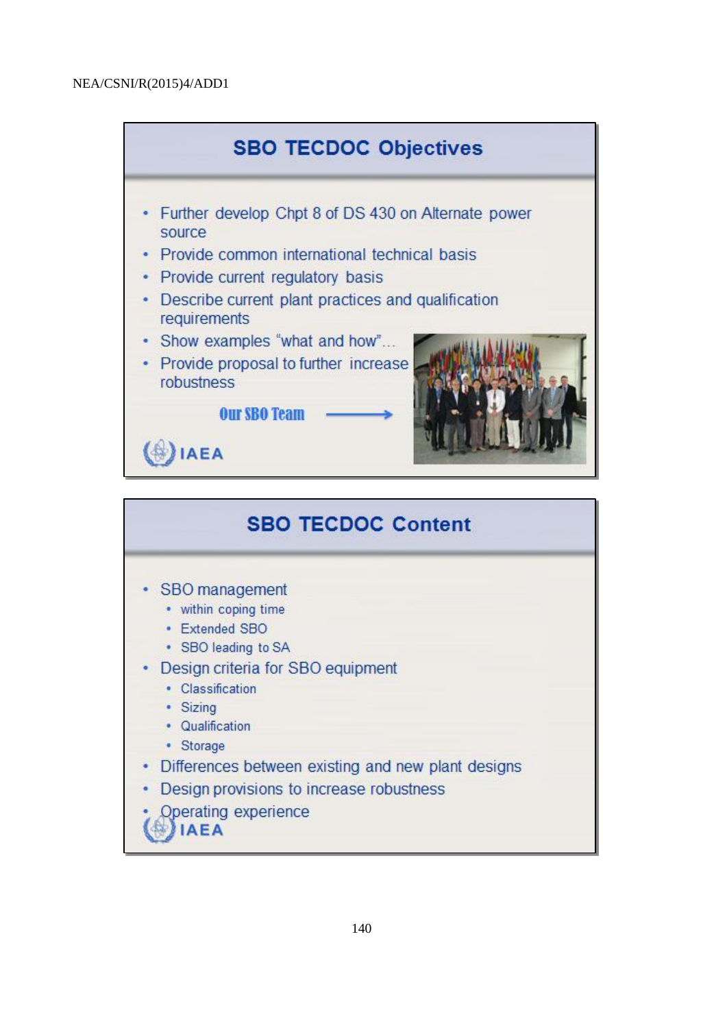## SBO TECDOC Objectives

- Further develop Chpt 8 of DS 430 on Alternate power source
- Provide common international technical basis
- Provide current regulatory basis
- Describe current plant practices and qualification requirements
- Show examples "what and how"...
- Provide proposal to further increase robustness

**Our SBO Team** →

IAEA

## SBO TECDOC Content

- SBO management
  - within coping time
  - Extended SBO
  - SBO leading to SA
- Design criteria for SBO equipment
  - Classification
  - Sizing
  - Qualification
  - Storage
- Differences between existing and new plant designs
- Design provisions to increase robustness
- Operating experience

IAEA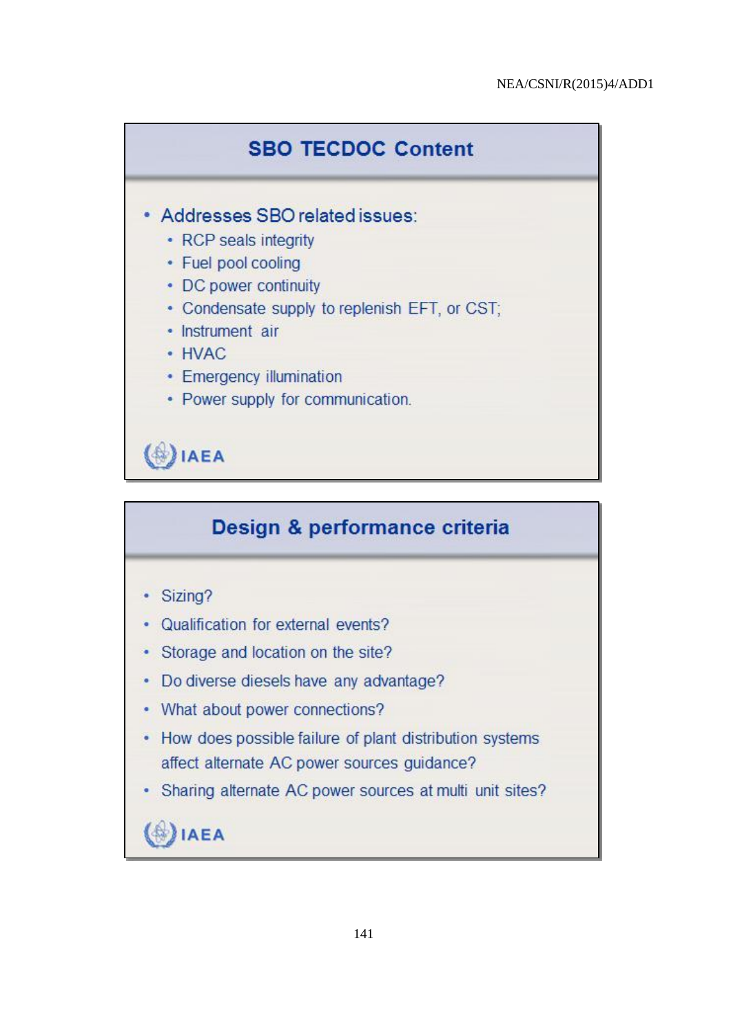## SBO TECDOC Content

- Addresses SBO related issues:
  - RCP seals integrity
  - Fuel pool cooling
  - DC power continuity
  - Condensate supply to replenish EFT, or CST;
  - Instrument air
  - HVAC
  - Emergency illumination
  - Power supply for communication.

IAEA

## Design & performance criteria

- Sizing?
- Qualification for external events?
- Storage and location on the site?
- Do diverse diesels have any advantage?
- What about power connections?
- How does possible failure of plant distribution systems affect alternate AC power sources guidance?
- Sharing alternate AC power sources at multi unit sites?

IAEA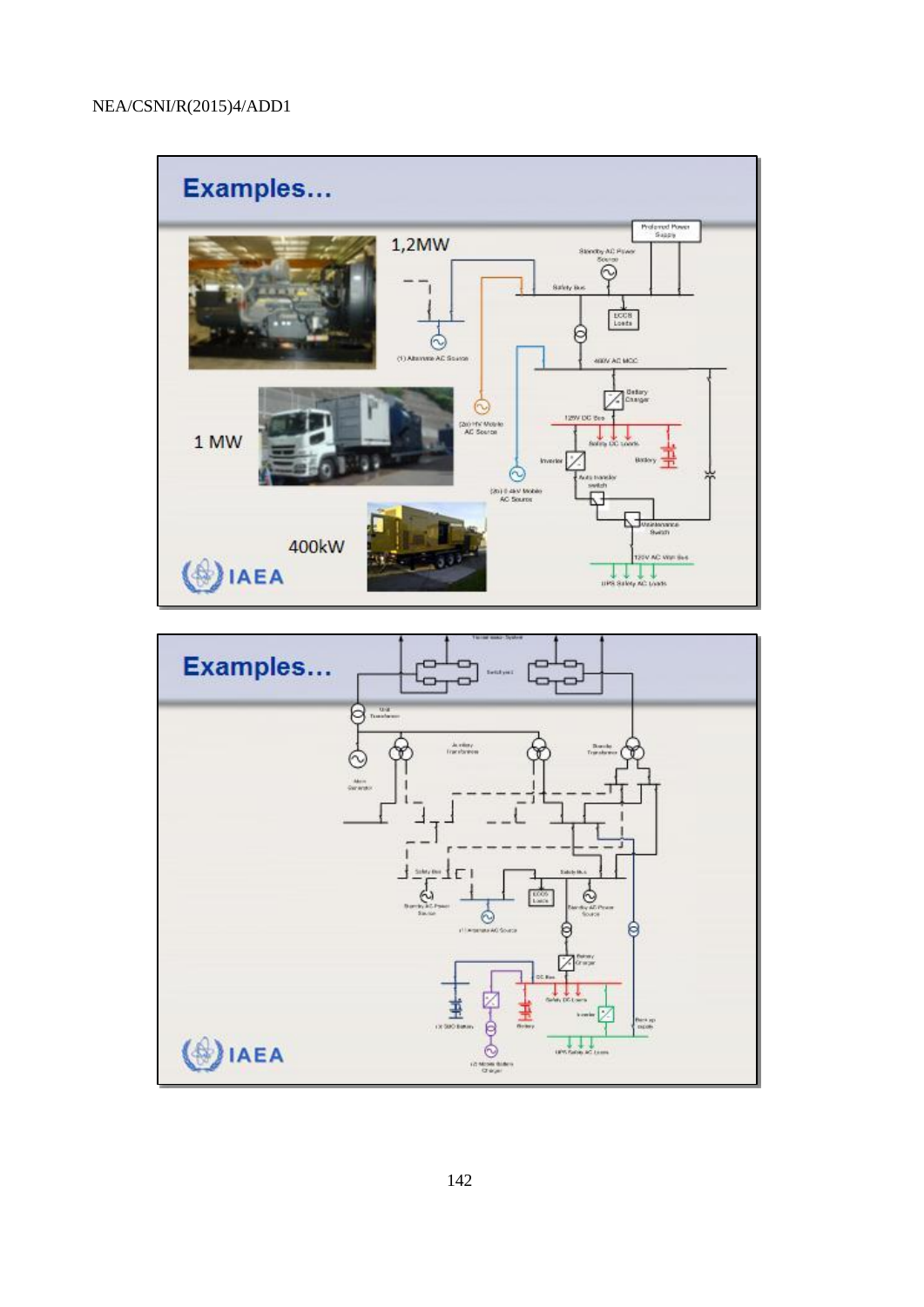## Examples…

1,2MW

1 MW

400kW

Preferred Power Supply

Standby AC Power Source

Safety Bus

ECCS Loads

(1) Alternate AC Source

400V AC MCC

Battery Charger

(2a) HV Mobile AC Source

125V DC Bus

Safety DC Loads

Battery

Inverter

(2b) 0.4kV Mobile AC Source

Auto transfer switch

Maintenance Switch

120V AC Vital Bus

UPS Safety AC Loads

IAEA

## Examples…

Transmission System

Switchyard

Unit Transformer

Main Generator

Auxiliary Transformer

Standby Transformer

Safety Bus

Safety Bus

Standby AC Power Source

ECCS Loads

Standby AC Power Source

(1) Alternate AC Source

Battery Charger

DC Bus

Safety DC Loads

(3) SBO Battery

Battery

Inverter

Back up supply

UPS Safety AC Loads

(2) Mobile Battery Charger

IAEA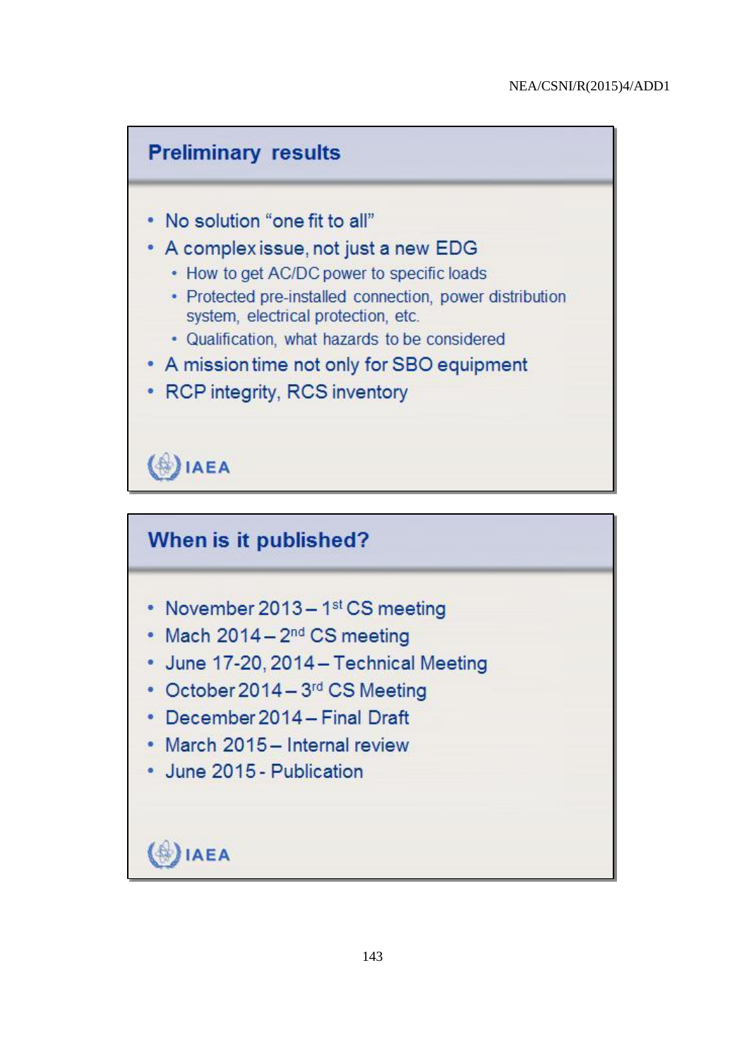## Preliminary results

- No solution "one fit to all"
- A complex issue, not just a new EDG
  - How to get AC/DC power to specific loads
  - Protected pre-installed connection, power distribution system, electrical protection, etc.
  - Qualification, what hazards to be considered
- A mission time not only for SBO equipment
- RCP integrity, RCS inventory

IAEA

## When is it published?

- November 2013 – 1st CS meeting
- Mach 2014 – 2nd CS meeting
- June 17-20, 2014 – Technical Meeting
- October 2014 – 3rd CS Meeting
- December 2014 – Final Draft
- March 2015 – Internal review
- June 2015 - Publication

IAEA